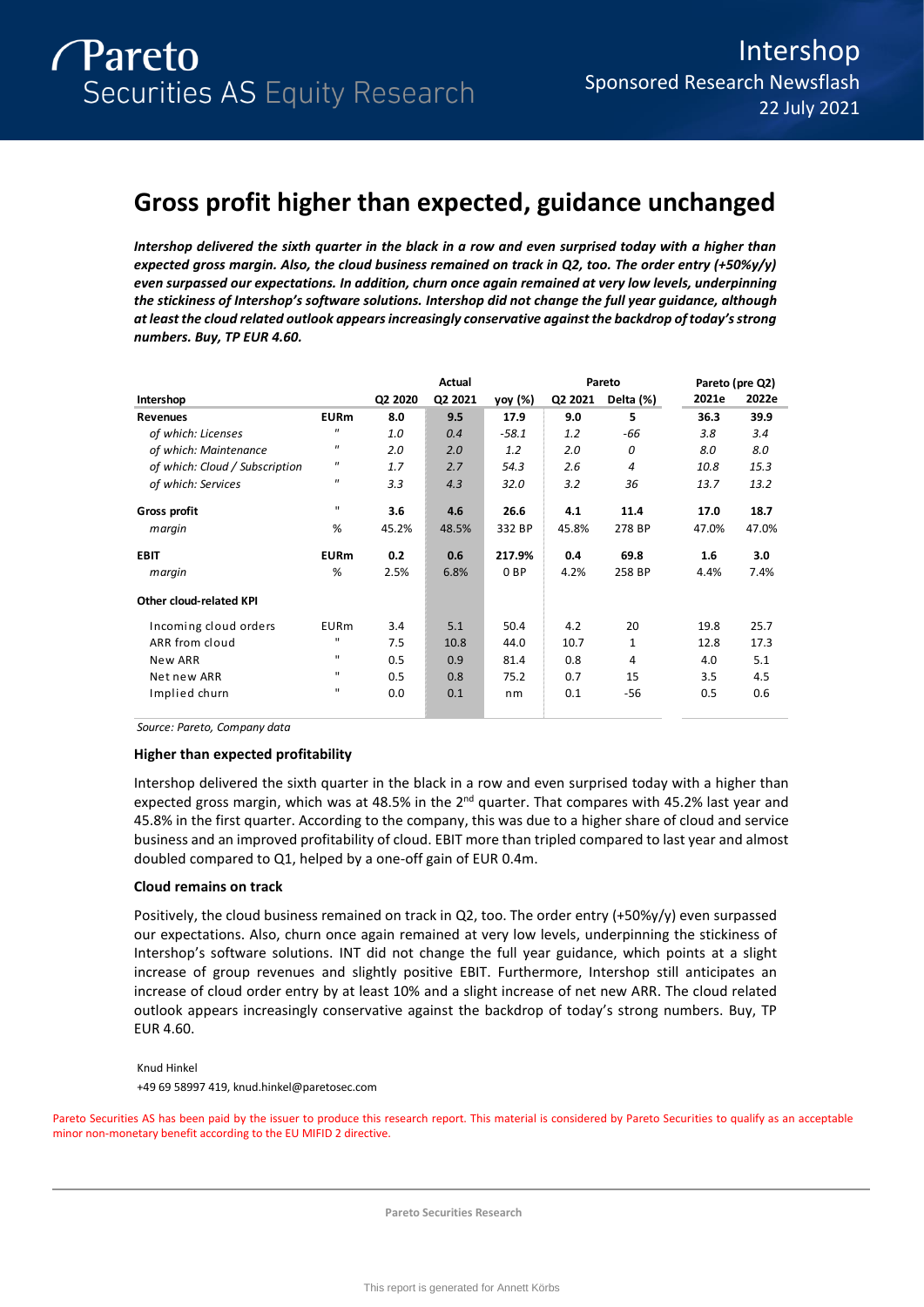# Pareto Securities AS Equity Research

## Intershop
Sponsored Research Newsflash
22 July 2021

# Gross profit higher than expected, guidance unchanged

***Intershop delivered the sixth quarter in the black in a row and even surprised today with a higher than expected gross margin. Also, the cloud business remained on track in Q2, too. The order entry (+50%y/y) even surpassed our expectations. In addition, churn once again remained at very low levels, underpinning the stickiness of Intershop's software solutions. Intershop did not change the full year guidance, although at least the cloud related outlook appears increasingly conservative against the backdrop of today's strong numbers. Buy, TP EUR 4.60.***

| | | | Actual | | Pareto | | Pareto (pre Q2) | |
|---|---|---|---|---|---|---|---|---|
| **Intershop** | | **Q2 2020** | **Q2 2021** | **yoy (%)** | **Q2 2021** | **Delta (%)** | **2021e** | **2022e** |
| **Revenues** | **EURm** | **8.0** | **9.5** | **17.9** | **9.0** | **5** | **36.3** | **39.9** |
| *of which: Licenses* | " | *1.0* | *0.4* | *-58.1* | *1.2* | *-66* | *3.8* | *3.4* |
| *of which: Maintenance* | " | *2.0* | *2.0* | *1.2* | *2.0* | *0* | *8.0* | *8.0* |
| *of which: Cloud / Subscription* | " | *1.7* | *2.7* | *54.3* | *2.6* | *4* | *10.8* | *15.3* |
| *of which: Services* | " | *3.3* | *4.3* | *32.0* | *3.2* | *36* | *13.7* | *13.2* |
| **Gross profit** | " | **3.6** | **4.6** | **26.6** | **4.1** | **11.4** | **17.0** | **18.7** |
| *margin* | % | 45.2% | 48.5% | 332 BP | 45.8% | 278 BP | 47.0% | 47.0% |
| **EBIT** | **EURm** | **0.2** | **0.6** | **217.9%** | **0.4** | **69.8** | **1.6** | **3.0** |
| *margin* | % | 2.5% | 6.8% | 0 BP | 4.2% | 258 BP | 4.4% | 7.4% |
| **Other cloud-related KPI** | | | | | | | | |
| Incoming cloud orders | EURm | 3.4 | 5.1 | 50.4 | 4.2 | 20 | 19.8 | 25.7 |
| ARR from cloud | " | 7.5 | 10.8 | 44.0 | 10.7 | 1 | 12.8 | 17.3 |
| New ARR | " | 0.5 | 0.9 | 81.4 | 0.8 | 4 | 4.0 | 5.1 |
| Net new ARR | " | 0.5 | 0.8 | 75.2 | 0.7 | 15 | 3.5 | 4.5 |
| Implied churn | " | 0.0 | 0.1 | nm | 0.1 | -56 | 0.5 | 0.6 |

*Source: Pareto, Company data*

### Higher than expected profitability

Intershop delivered the sixth quarter in the black in a row and even surprised today with a higher than expected gross margin, which was at 48.5% in the 2nd quarter. That compares with 45.2% last year and 45.8% in the first quarter. According to the company, this was due to a higher share of cloud and service business and an improved profitability of cloud. EBIT more than tripled compared to last year and almost doubled compared to Q1, helped by a one-off gain of EUR 0.4m.

### Cloud remains on track

Positively, the cloud business remained on track in Q2, too. The order entry (+50%y/y) even surpassed our expectations. Also, churn once again remained at very low levels, underpinning the stickiness of Intershop's software solutions. INT did not change the full year guidance, which points at a slight increase of group revenues and slightly positive EBIT. Furthermore, Intershop still anticipates an increase of cloud order entry by at least 10% and a slight increase of net new ARR. The cloud related outlook appears increasingly conservative against the backdrop of today's strong numbers. Buy, TP EUR 4.60.

Knud Hinkel
+49 69 58997 419, knud.hinkel@paretosec.com

Pareto Securities AS has been paid by the issuer to produce this research report. This material is considered by Pareto Securities to qualify as an acceptable minor non-monetary benefit according to the EU MIFID 2 directive.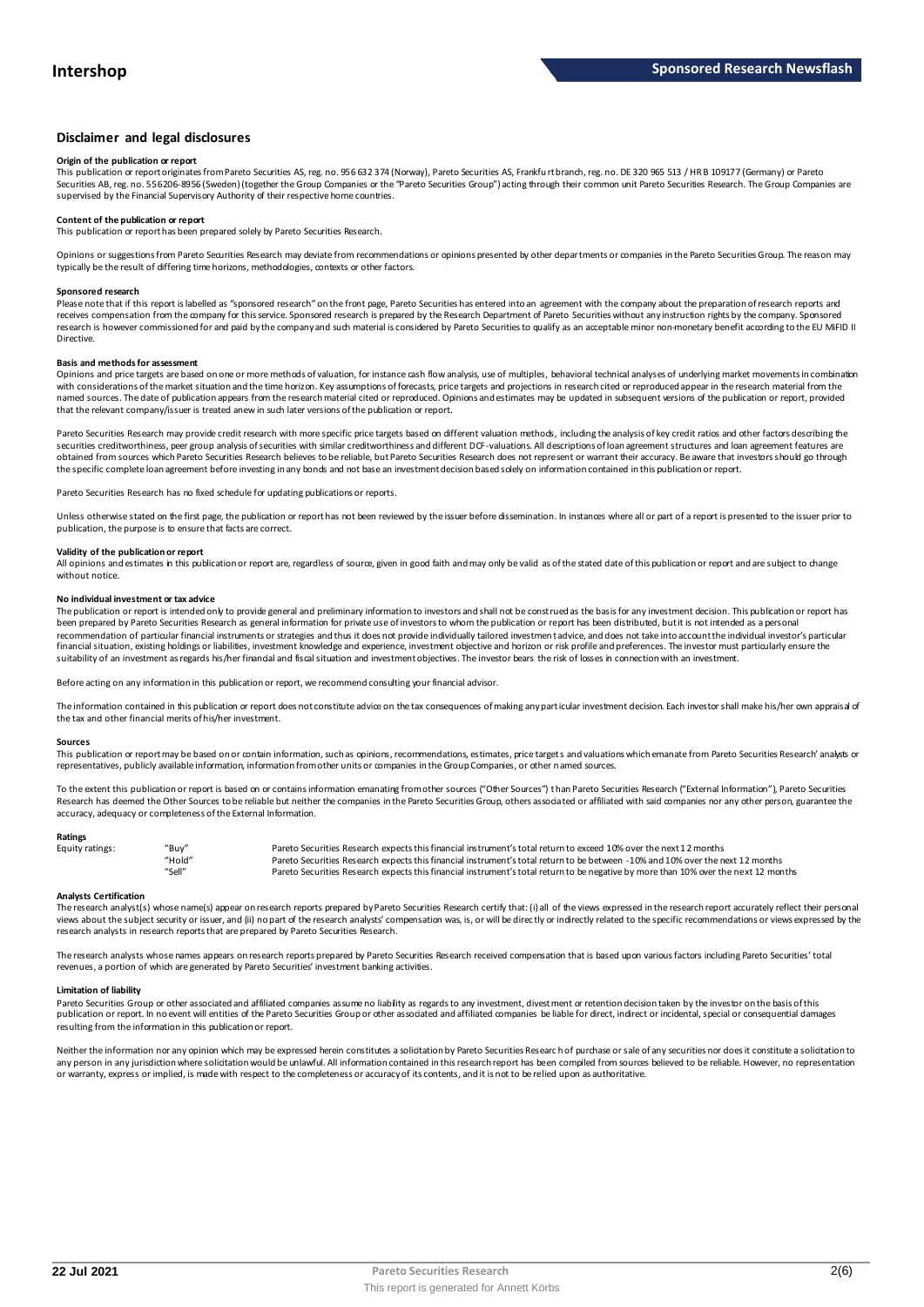## Disclaimer and legal disclosures

#### Origin of the publication or report

This publication or report originates from Pareto Securities AS, reg. no. 956 632 374 (Norway), Pareto Securities AS, Frankfurt branch, reg. no. DE 320 965 513 / HR B 109177 (Germany) or Pareto Securities AB, reg. no. 556206-8956 (Sweden) (together the Group Companies or the "Pareto Securities Group") acting through their common unit Pareto Securities Research. The Group Companies are supervised by the Financial Supervisory Authority of their respective home countries.

#### Content of the publication or report

This publication or report has been prepared solely by Pareto Securities Research.

Opinions or suggestions from Pareto Securities Research may deviate from recommendations or opinions presented by other departments or companies in the Pareto Securities Group. The reason may typically be the result of differing time horizons, methodologies, contexts or other factors.

#### Sponsored research

Please note that if this report is labelled as "sponsored research" on the front page, Pareto Securities has entered into an agreement with the company about the preparation of research reports and receives compensation from the company for this service. Sponsored research is prepared by the Research Department of Pareto Securities without any instruction rights by the company. Sponsored research is however commissioned for and paid by the company and such material is considered by Pareto Securities to qualify as an acceptable minor non-monetary benefit according to the EU MiFID II Directive.

#### Basis and methods for assessment

Opinions and price targets are based on one or more methods of valuation, for instance cash flow analysis, use of multiples, behavioral technical analyses of underlying market movements in combination with considerations of the market situation and the time horizon. Key assumptions of forecasts, price targets and projections in research cited or reproduced appear in the research material from the named sources. The date of publication appears from the research material cited or reproduced. Opinions and estimates may be updated in subsequent versions of the publication or report, provided that the relevant company/issuer is treated anew in such later versions of the publication or report.

Pareto Securities Research may provide credit research with more specific price targets based on different valuation methods, including the analysis of key credit ratios and other factors describing the securities creditworthiness, peer group analysis of securities with similar creditworthiness and different DCF-valuations. All descriptions of loan agreement structures and loan agreement features are obtained from sources which Pareto Securities Research believes to be reliable, but Pareto Securities Research does not represent or warrant their accuracy. Be aware that investors should go through the specific complete loan agreement before investing in any bonds and not base an investment decision based solely on information contained in this publication or report.

Pareto Securities Research has no fixed schedule for updating publications or reports.

Unless otherwise stated on the first page, the publication or report has not been reviewed by the issuer before dissemination. In instances where all or part of a report is presented to the issuer prior to publication, the purpose is to ensure that facts are correct.

#### Validity of the publication or report

All opinions and estimates in this publication or report are, regardless of source, given in good faith and may only be valid as of the stated date of this publication or report and are subject to change without notice.

#### No individual investment or tax advice

The publication or report is intended only to provide general and preliminary information to investors and shall not be construed as the basis for any investment decision. This publication or report has been prepared by Pareto Securities Research as general information for private use of investors to whom the publication or report has been distributed, but it is not intended as a personal recommendation of particular financial instruments or strategies and thus it does not provide individually tailored investment advice, and does not take into account the individual investor's particular financial situation, existing holdings or liabilities, investment knowledge and experience, investment objective and horizon or risk profile and preferences. The investor must particularly ensure the suitability of an investment as regards his/her financial and fiscal situation and investment objectives. The investor bears the risk of losses in connection with an investment.

Before acting on any information in this publication or report, we recommend consulting your financial advisor.

The information contained in this publication or report does not constitute advice on the tax consequences of making any particular investment decision. Each investor shall make his/her own appraisal of the tax and other financial merits of his/her investment.

#### Sources

This publication or report may be based on or contain information, such as opinions, recommendations, estimates, price targets and valuations which emanate from Pareto Securities Research' analysts or representatives, publicly available information, information from other units or companies in the Group Companies, or other named sources.

To the extent this publication or report is based on or contains information emanating from other sources ("Other Sources") than Pareto Securities Research ("External Information"), Pareto Securities Research has deemed the Other Sources to be reliable but neither the companies in the Pareto Securities Group, others associated or affiliated with said companies nor any other person, guarantee the accuracy, adequacy or completeness of the External Information.

#### Ratings

| Equity ratings: | "Buy" | Pareto Securities Research expects this financial instrument's total return to exceed 10% over the next 12 months |
|---|---|---|
| | "Hold" | Pareto Securities Research expects this financial instrument's total return to be between -10% and 10% over the next 12 months |
| | "Sell" | Pareto Securities Research expects this financial instrument's total return to be negative by more than 10% over the next 12 months |

#### Analysts Certification

The research analyst(s) whose name(s) appear on research reports prepared by Pareto Securities Research certify that: (i) all of the views expressed in the research report accurately reflect their personal views about the subject security or issuer, and (ii) no part of the research analysts' compensation was, is, or will be directly or indirectly related to the specific recommendations or views expressed by the research analysts in research reports that are prepared by Pareto Securities Research.

The research analysts whose names appears on research reports prepared by Pareto Securities Research received compensation that is based upon various factors including Pareto Securities' total revenues, a portion of which are generated by Pareto Securities' investment banking activities.

#### Limitation of liability

Pareto Securities Group or other associated and affiliated companies assume no liability as regards to any investment, divestment or retention decision taken by the investor on the basis of this publication or report. In no event will entities of the Pareto Securities Group or other associated and affiliated companies be liable for direct, indirect or incidental, special or consequential damages resulting from the information in this publication or report.

Neither the information nor any opinion which may be expressed herein constitutes a solicitation by Pareto Securities Research of purchase or sale of any securities nor does it constitute a solicitation to any person in any jurisdiction where solicitation would be unlawful. All information contained in this research report has been compiled from sources believed to be reliable. However, no representation or warranty, express or implied, is made with respect to the completeness or accuracy of its contents, and it is not to be relied upon as authoritative.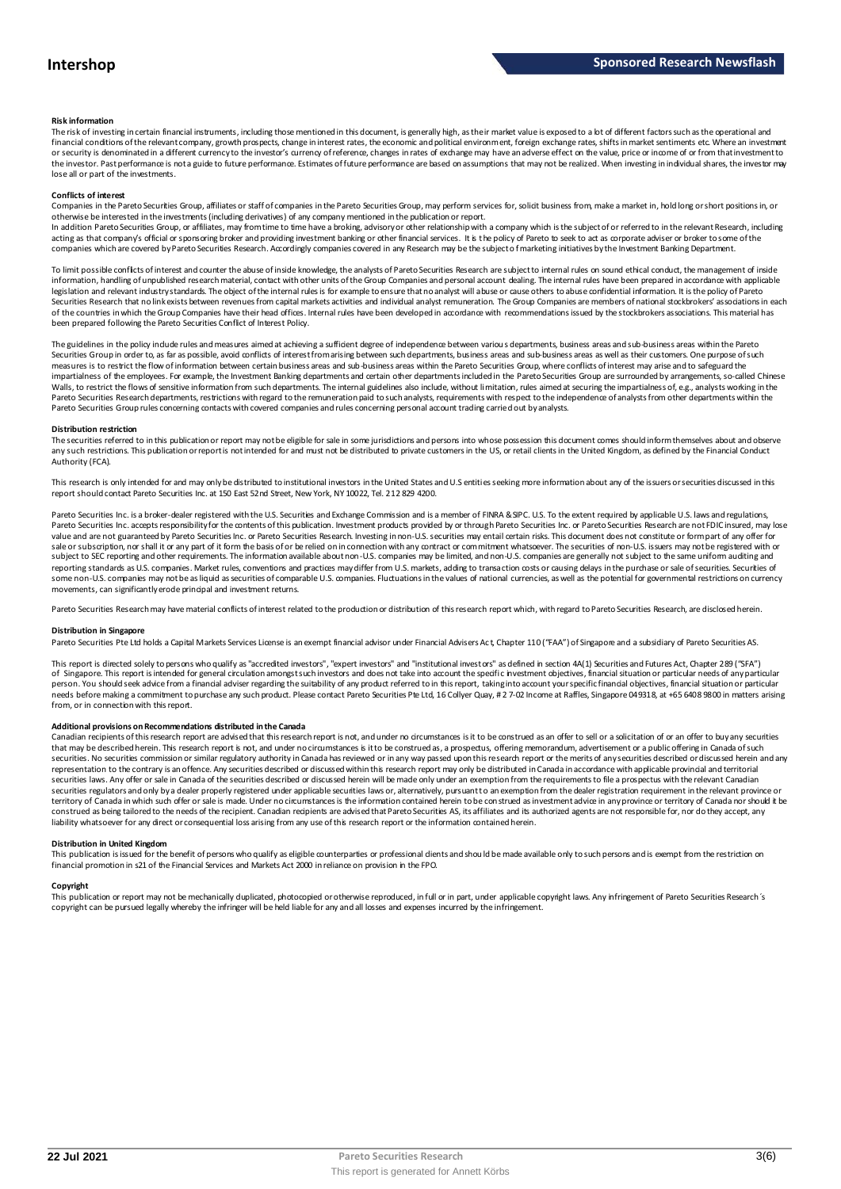**Risk information**

The risk of investing in certain financial instruments, including those mentioned in this document, is generally high, as their market value is exposed to a lot of different factors such as the operational and financial conditions of the relevant company, growth prospects, change in interest rates, the economic and political environment, foreign exchange rates, shifts in market sentiments etc. Where an investment or security is denominated in a different currency to the investor's currency of reference, changes in rates of exchange may have an adverse effect on the value, price or income of or from that investment to the investor. Past performance is not a guide to future performance. Estimates of future performance are based on assumptions that may not be realized. When investing in individual shares, the investor may lose all or part of the investments.

**Conflicts of interest**

Companies in the Pareto Securities Group, affiliates or staff of companies in the Pareto Securities Group, may perform services for, solicit business from, make a market in, hold long or short positions in, or otherwise be interested in the investments (including derivatives) of any company mentioned in the publication or report.

In addition Pareto Securities Group, or affiliates, may from time to time have a broking, advisory or other relationship with a company which is the subject of or referred to in the relevant Research, including acting as that company's official or sponsoring broker and providing investment banking or other financial services. It is the policy of Pareto to seek to act as corporate adviser or broker to some of the companies which are covered by Pareto Securities Research. Accordingly companies covered in any Research may be the subject of marketing initiatives by the Investment Banking Department.

To limit possible conflicts of interest and counter the abuse of inside knowledge, the analysts of Pareto Securities Research are subject to internal rules on sound ethical conduct, the management of inside information, handling of unpublished research material, contact with other units of the Group Companies and personal account dealing. The internal rules have been prepared in accordance with applicable legislation and relevant industry standards. The object of the internal rules is for example to ensure that no analyst will abuse or cause others to abuse confidential information. It is the policy of Pareto Securities Research that no link exists between revenues from capital markets activities and individual analyst remuneration. The Group Companies are members of national stockbrokers' associations in each of the countries in which the Group Companies have their head offices. Internal rules have been developed in accordance with recommendations issued by the stockbrokers associations. This material has been prepared following the Pareto Securities Conflict of Interest Policy.

The guidelines in the policy include rules and measures aimed at achieving a sufficient degree of independence between various departments, business areas and sub-business areas within the Pareto Securities Group in order to, as far as possible, avoid conflicts of interest from arising between such departments, business areas and sub-business areas as well as their customers. One purpose of such measures is to restrict the flow of information between certain business areas and sub-business areas within the Pareto Securities Group, where conflicts of interest may arise and to safeguard the impartialness of the employees. For example, the Investment Banking departments and certain other departments included in the Pareto Securities Group are surrounded by arrangements, so-called Chinese Walls, to restrict the flows of sensitive information from such departments. The internal guidelines also include, without limitation, rules aimed at securing the impartialness of, e.g., analysts working in the Pareto Securities Research departments, restrictions with regard to the remuneration paid to such analysts, requirements with respect to the independence of analysts from other departments within the Pareto Securities Group rules concerning contacts with covered companies and rules concerning personal account trading carried out by analysts.

**Distribution restriction**

The securities referred to in this publication or report may not be eligible for sale in some jurisdictions and persons into whose possession this document comes should inform themselves about and observe any such restrictions. This publication or report is not intended for and must not be distributed to private customers in the US, or retail clients in the United Kingdom, as defined by the Financial Conduct Authority (FCA).

This research is only intended for and may only be distributed to institutional investors in the United States and U.S entities seeking more information about any of the issuers or securities discussed in this report should contact Pareto Securities Inc. at 150 East 52nd Street, New York, NY 10022, Tel. 212 829 4200.

Pareto Securities Inc. is a broker-dealer registered with the U.S. Securities and Exchange Commission and is a member of FINRA & SIPC. U.S. To the extent required by applicable U.S. laws and regulations, Pareto Securities Inc. accepts responsibility for the contents of this publication. Investment products provided by or through Pareto Securities Inc. or Pareto Securities Research are not FDIC insured, may lose value and are not guaranteed by Pareto Securities Inc. or Pareto Securities Research. Investing in non-U.S. securities may entail certain risks. This document does not constitute or form part of any offer for sale or subscription, nor shall it or any part of it form the basis of or be relied on in connection with any contract or commitment whatsoever. The securities of non-U.S. issuers may not be registered with or subject to SEC reporting and other requirements. The information available about non-U.S. companies may be limited, and non-U.S. companies are generally not subject to the same uniform auditing and reporting standards as U.S. companies. Market rules, conventions and practices may differ from U.S. markets, adding to transaction costs or causing delays in the purchase or sale of securities. Securities of some non-U.S. companies may not be as liquid as securities of comparable U.S. companies. Fluctuations in the values of national currencies, as well as the potential for governmental restrictions on currency movements, can significantly erode principal and investment returns.

Pareto Securities Research may have material conflicts of interest related to the production or distribution of this research report which, with regard to Pareto Securities Research, are disclosed herein.

**Distribution in Singapore**

Pareto Securities Pte Ltd holds a Capital Markets Services License is an exempt financial advisor under Financial Advisers Act, Chapter 110 ("FAA") of Singapore and a subsidiary of Pareto Securities AS.

This report is directed solely to persons who qualify as "accredited investors", "expert investors" and "institutional investors" as defined in section 4A(1) Securities and Futures Act, Chapter 289 ("SFA") of Singapore. This report is intended for general circulation amongst such investors and does not take into account the specific investment objectives, financial situation or particular needs of any particular person. You should seek advice from a financial adviser regarding the suitability of any product referred to in this report, taking into account your specific financial objectives, financial situation or particular needs before making a commitment to purchase any such product. Please contact Pareto Securities Pte Ltd, 16 Collyer Quay, # 2 7-02 Income at Raffles, Singapore 049318, at +65 6408 9800 in matters arising from, or in connection with this report.

**Additional provisions on Recommendations distributed in the Canada**

Canadian recipients of this research report are advised that this research report is not, and under no circumstances is it to be construed as an offer to sell or a solicitation of or an offer to buy any securities that may be described herein. This research report is not, and under no circumstances is it to be construed as, a prospectus, offering memorandum, advertisement or a public offering in Canada of such securities. No securities commission or similar regulatory authority in Canada has reviewed or in any way passed upon this research report or the merits of any securities described or discussed herein and any representation to the contrary is an offence. Any securities described or discussed within this research report may only be distributed in Canada in accordance with applicable provincial and territorial securities laws. Any offer or sale in Canada of the securities described or discussed herein will be made only under an exemption from the requirements to file a prospectus with the relevant Canadian securities regulators and only by a dealer properly registered under applicable securities laws or, alternatively, pursuant to an exemption from the dealer registration requirement in the relevant province or territory of Canada in which such offer or sale is made. Under no circumstances is the information contained herein to be construed as investment advice in any province or territory of Canada nor should it be construed as being tailored to the needs of the recipient. Canadian recipients are advised that Pareto Securities AS, its affiliates and its authorized agents are not responsible for, nor do they accept, any liability whatsoever for any direct or consequential loss arising from any use of this research report or the information contained herein.

**Distribution in United Kingdom**

This publication is issued for the benefit of persons who qualify as eligible counterparties or professional clients and should be made available only to such persons and is exempt from the restriction on financial promotion in s21 of the Financial Services and Markets Act 2000 in reliance on provision in the FPO.

**Copyright**

This publication or report may not be mechanically duplicated, photocopied or otherwise reproduced, in full or in part, under applicable copyright laws. Any infringement of Pareto Securities Research´s copyright can be pursued legally whereby the infringer will be held liable for any and all losses and expenses incurred by the infringement.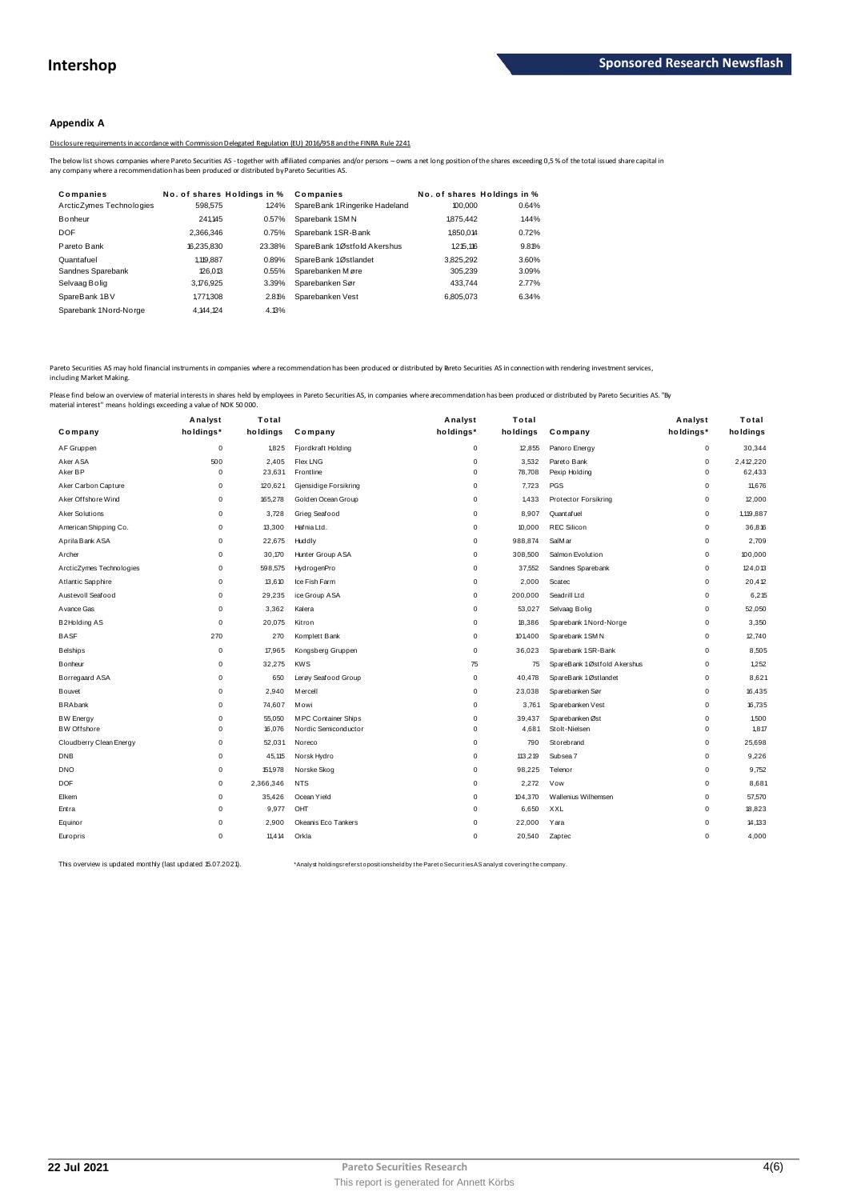## Appendix A

Disclosure requirements in accordance with Commission Delegated Regulation (EU) 2016/958 and the FINRA Rule 2241

The below list shows companies where Pareto Securities AS - together with affiliated companies and/or persons – owns a net long position of the shares exceeding 0,5 % of the total issued share capital in any company where a recommendation has been produced or distributed by Pareto Securities AS.

| Companies | No. of shares | Holdings in % | Companies | No. of shares | Holdings in % |
|---|---|---|---|---|---|
| ArcticZymes Technologies | 598,575 | 1.24% | SpareBank 1 Ringerike Hadeland | 100,000 | 0.64% |
| Bonheur | 241,145 | 0.57% | Sparebank 1 SMN | 1,875,442 | 1.44% |
| DOF | 2,366,346 | 0.75% | Sparebank 1 SR-Bank | 1,850,014 | 0.72% |
| Pareto Bank | 16,235,830 | 23.38% | SpareBank 1 Østfold Akershus | 1,215,116 | 9.81% |
| Quantafuel | 1,119,887 | 0.89% | SpareBank 1 Østlandet | 3,825,292 | 3.60% |
| Sandnes Sparebank | 126,013 | 0.55% | Sparebanken Møre | 305,239 | 3.09% |
| Selvaag Bolig | 3,176,925 | 3.39% | Sparebanken Sør | 433,744 | 2.77% |
| SpareBank 1 BV | 1,771,308 | 2.81% | Sparebanken Vest | 6,805,073 | 6.34% |
| Sparebank 1 Nord-Norge | 4,144,124 | 4.13% | | | |

Pareto Securities AS may hold financial instruments in companies where a recommendation has been produced or distributed by Pareto Securities AS in connection with rendering investment services, including Market Making.

Please find below an overview of material interests in shares held by employees in Pareto Securities AS, in companies where a recommendation has been produced or distributed by Pareto Securities AS. "By material interest" means holdings exceeding a value of NOK 50 000.

| Company | Analyst holdings* | Total holdings | Company | Analyst holdings* | Total holdings | Company | Analyst holdings* | Total holdings |
|---|---|---|---|---|---|---|---|---|
| AF Gruppen | 0 | 1,825 | Fjordkraft Holding | 0 | 12,855 | Panoro Energy | 0 | 30,344 |
| Aker ASA | 500 | 2,405 | Flex LNG | 0 | 3,532 | Pareto Bank | 0 | 2,412,220 |
| Aker BP | 0 | 23,631 | Frontline | 0 | 78,708 | Pexip Holding | 0 | 62,433 |
| Aker Carbon Capture | 0 | 120,621 | Gjensidige Forsikring | 0 | 7,723 | PGS | 0 | 11,676 |
| Aker Offshore Wind | 0 | 165,278 | Golden Ocean Group | 0 | 1,433 | Protector Forsikring | 0 | 12,000 |
| Aker Solutions | 0 | 3,728 | Grieg Seafood | 0 | 8,907 | Quantafuel | 0 | 1,119,887 |
| American Shipping Co. | 0 | 13,300 | Hafnia Ltd. | 0 | 10,000 | REC Silicon | 0 | 36,816 |
| Aprila Bank ASA | 0 | 22,675 | Huddly | 0 | 988,874 | SalMar | 0 | 2,709 |
| Archer | 0 | 30,170 | Hunter Group ASA | 0 | 308,500 | Salmon Evolution | 0 | 100,000 |
| ArcticZymes Technologies | 0 | 598,575 | HydrogenPro | 0 | 37,552 | Sandnes Sparebank | 0 | 124,013 |
| Atlantic Sapphire | 0 | 13,610 | Ice Fish Farm | 0 | 2,000 | Scatec | 0 | 20,412 |
| Austevoll Seafood | 0 | 29,235 | ice Group ASA | 0 | 200,000 | Seadrill Ltd | 0 | 6,215 |
| Avance Gas | 0 | 3,362 | Kalera | 0 | 53,027 | Selvaag Bolig | 0 | 52,050 |
| B2Holding AS | 0 | 20,075 | Kitron | 0 | 18,386 | Sparebank 1 Nord-Norge | 0 | 3,350 |
| BASF | 270 | 270 | Komplett Bank | 0 | 101,400 | Sparebank 1 SMN | 0 | 12,740 |
| Belships | 0 | 17,965 | Kongsberg Gruppen | 0 | 36,023 | Sparebank 1 SR-Bank | 0 | 8,505 |
| Bonheur | 0 | 32,275 | KWS | 75 | 75 | SpareBank 1 Østfold Akershus | 0 | 1,252 |
| Borregaard ASA | 0 | 650 | Lerøy Seafood Group | 0 | 40,478 | SpareBank 1 Østlandet | 0 | 8,621 |
| Bouvet | 0 | 2,940 | Mercell | 0 | 23,038 | Sparebanken Sør | 0 | 16,435 |
| BRAbank | 0 | 74,607 | Mowi | 0 | 3,761 | Sparebanken Vest | 0 | 16,735 |
| BW Energy | 0 | 55,050 | MPC Container Ships | 0 | 39,437 | Sparebanken Øst | 0 | 1,500 |
| BW Offshore | 0 | 16,076 | Nordic Semiconductor | 0 | 4,681 | Stolt-Nielsen | 0 | 1,817 |
| Cloudberry Clean Energy | 0 | 52,031 | Noreco | 0 | 790 | Storebrand | 0 | 25,698 |
| DNB | 0 | 45,115 | Norsk Hydro | 0 | 113,219 | Subsea 7 | 0 | 9,226 |
| DNO | 0 | 151,978 | Norske Skog | 0 | 98,225 | Telenor | 0 | 9,752 |
| DOF | 0 | 2,366,346 | NTS | 0 | 2,272 | Vow | 0 | 8,681 |
| Elkem | 0 | 35,426 | Ocean Yield | 0 | 104,370 | Wallenius Wilhemsen | 0 | 57,570 |
| Entra | 0 | 9,977 | OHT | 0 | 6,650 | XXL | 0 | 18,823 |
| Equinor | 0 | 2,900 | Okeanis Eco Tankers | 0 | 22,000 | Yara | 0 | 14,133 |
| Europris | 0 | 11,414 | Orkla | 0 | 20,540 | Zaptec | 0 | 4,000 |

This overview is updated monthly (last updated 15.07.2021).

*Analyst holdings refers to positions held by the Pareto Securities AS analyst covering the company.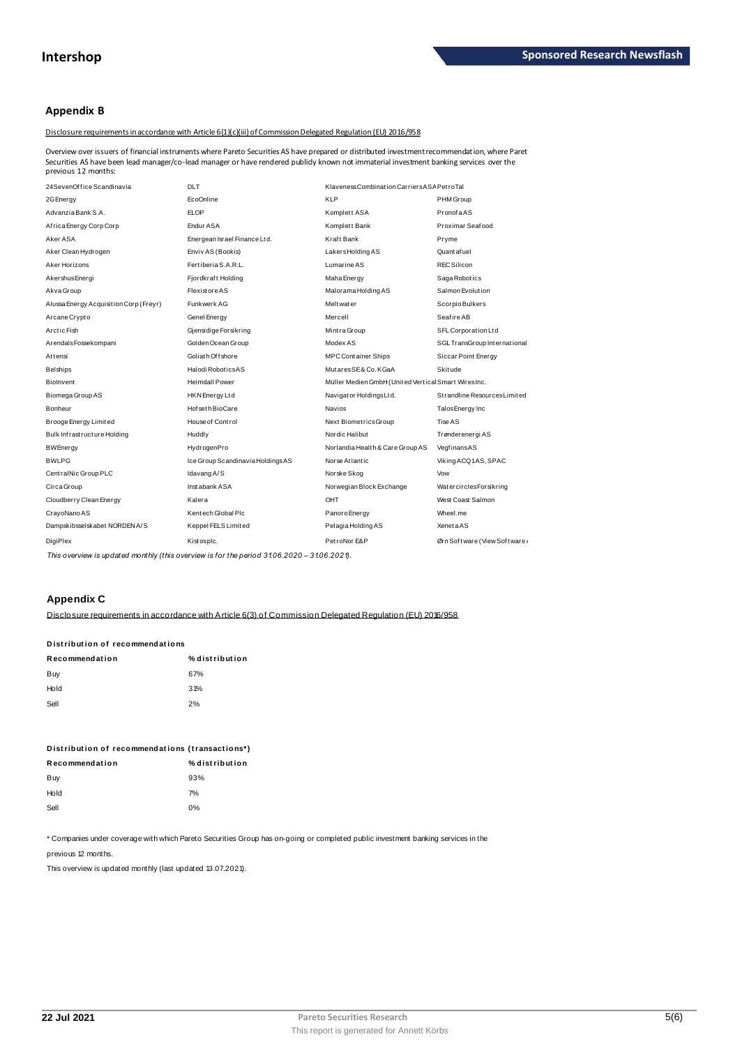## Appendix B

Disclosure requirements in accordance with Article 6(1)(c)(iii) of Commission Delegated Regulation (EU) 2016/958

Overview over issuers of financial instruments where Pareto Securities AS have prepared or distributed investment recommendation, where Paret Securities AS have been lead manager/co-lead manager or have rendered publicly known not immaterial investment banking services over the previous 12 months:

| | | | |
|---|---|---|---|
| 24SevenOffice Scandinavia | DLT | Klaveness Combination Carriers ASA | PetroTal |
| 2G Energy | EcoOnline | KLP | PHM Group |
| Advanzia Bank S.A. | ELOP | Komplett ASA | Pronofa AS |
| Africa Energy Corp Corp | Endur ASA | Komplett Bank | Proximar Seafood |
| Aker ASA | Energean Israel Finance Ltd. | Kraft Bank | Pryme |
| Aker Clean Hydrogen | Enviv AS (Bookis) | Lakers Holding AS | Quantafuel |
| Aker Horizons | Fertiberia S.A.R.L. | Lumarine AS | REC Silicon |
| Akershus Energi | Fjordkraft Holding | Maha Energy | Saga Robotics |
| Akva Group | Flexistore AS | Malorama Holding AS | Salmon Evolution |
| Alussa Energy Acquisition Corp (Freyr) | Funkwerk AG | Meltwater | Scorpio Bulkers |
| Arcane Crypto | Genel Energy | Mercell | Seafire AB |
| Arctic Fish | Gjensidige Forsikring | Mintra Group | SFL Corporation Ltd |
| Arendals Fossekompani | Golden Ocean Group | Modex AS | SGL TransGroup International |
| Attensi | Goliath Offshore | MPC Container Ships | Siccar Point Energy |
| Belships | Halodi Robotics AS | Mutares SE & Co. KGaA | Skitude |
| BioInvent | Heimdall Power | Müller Medien GmbH (United Vertical Smart Wires Inc. | |
| Biomega Group AS | HKN Energy Ltd | Navigator Holdings Ltd. | Strandline Resources Limited |
| Bonheur | Hofseth BioCare | Navios | Talos Energy Inc |
| Brooge Energy Limited | House of Control | Next Biometrics Group | Tise AS |
| Bulk Infrastructure Holding | Huddly | Nordic Halibut | Trønderenergi AS |
| BW Energy | HydrogenPro | Norlandia Health & Care Group AS | Vegfinans AS |
| BWLPG | Ice Group Scandinavia Holdings AS | Norse Atlantic | Viking ACQ1 AS, SPAC |
| CentralNic Group PLC | Idavang A/S | Norske Skog | Vow |
| Circa Group | Instabank ASA | Norwegian Block Exchange | Watercircles Forsikring |
| Cloudberry Clean Energy | Kalera | OHT | West Coast Salmon |
| CrayoNano AS | Kentech Global Plc | Panoro Energy | Wheel.me |
| Dampskibsselskabet NORDEN A/S | Keppel FELS Limited | Pelagia Holding AS | Xeneta AS |
| DigiPlex | Kistosplc. | PetroNor E&P | Ørn Software (View Software |

*This overview is updated monthly (this overview is for the period 31.06.2020 – 31.06.2021).*

## Appendix C

Disclosure requirements in accordance with Article 6(3) of Commission Delegated Regulation (EU) 2016/958

**Distribution of recommendations**

| Recommendation | % distribution |
|---|---|
| Buy | 67% |
| Hold | 31% |
| Sell | 2% |

**Distribution of recommendations (transactions*)**

| Recommendation | % distribution |
|---|---|
| Buy | 93% |
| Hold | 7% |
| Sell | 0% |

* Companies under coverage with which Pareto Securities Group has on-going or completed public investment banking services in the previous 12 months.

This overview is updated monthly (last updated 13.07.2021).

22 Jul 2021

This report is generated for Annett Körbs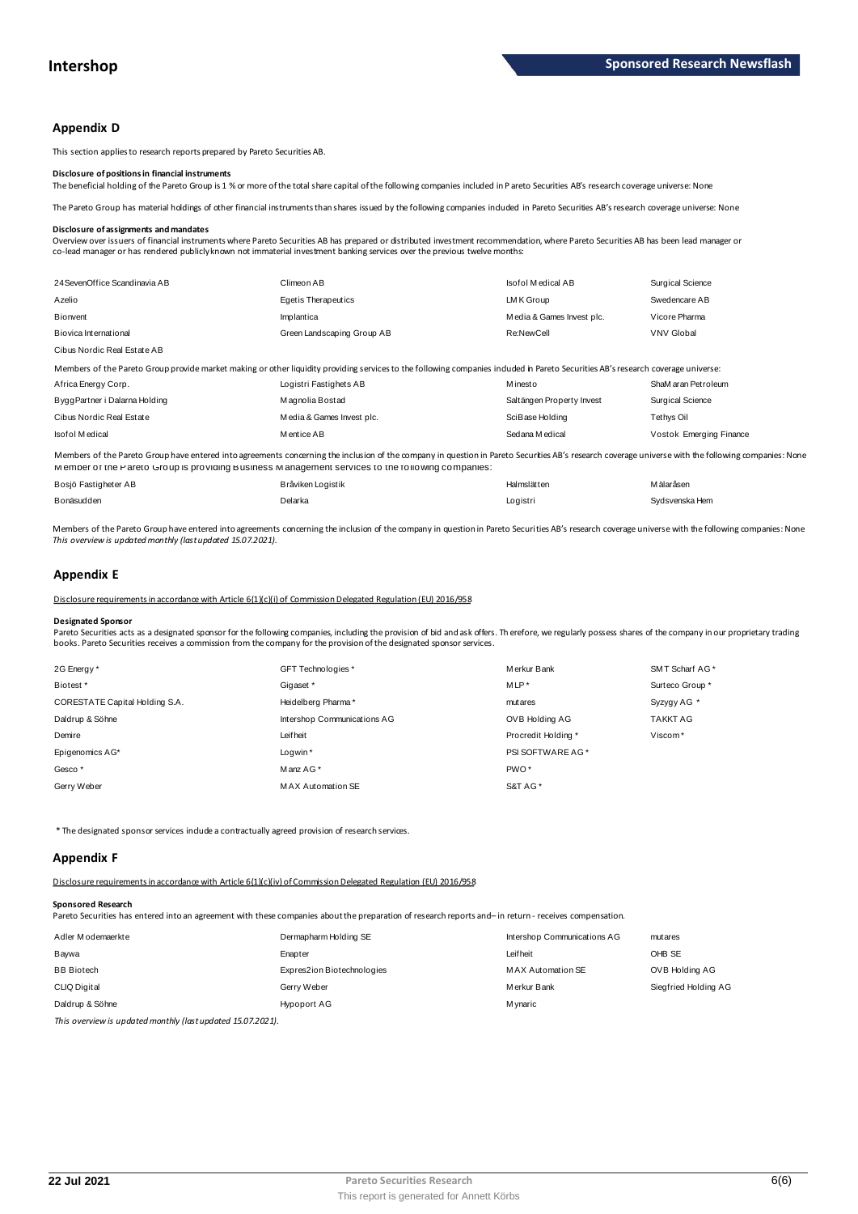## Appendix D

This section applies to research reports prepared by Pareto Securities AB.

**Disclosure of positions in financial instruments**

The beneficial holding of the Pareto Group is 1 % or more of the total share capital of the following companies included in Pareto Securities AB's research coverage universe: None

The Pareto Group has material holdings of other financial instruments than shares issued by the following companies included in Pareto Securities AB's research coverage universe: None

**Disclosure of assignments and mandates**

Overview over issuers of financial instruments where Pareto Securities AB has prepared or distributed investment recommendation, where Pareto Securities AB has been lead manager or co-lead manager or has rendered publicly known not immaterial investment banking services over the previous twelve months:

| | | | |
|---|---|---|---|
| 24SevenOffice Scandinavia AB | Climeon AB | Isofol Medical AB | Surgical Science |
| Azelio | Egetis Therapeutics | LMK Group | Swedencare AB |
| Bionvent | Implantica | Media & Games Invest plc. | Vicore Pharma |
| Biovica International | Green Landscaping Group AB | Re:NewCell | VNV Global |
| Cibus Nordic Real Estate AB | | | |

Members of the Pareto Group provide market making or other liquidity providing services to the following companies included in Pareto Securities AB's research coverage universe:

| | | | |
|---|---|---|---|
| Africa Energy Corp. | Logistri Fastighets AB | Minesto | ShaMaran Petroleum |
| ByggPartner i Dalarna Holding | Magnolia Bostad | Saltängen Property Invest | Surgical Science |
| Cibus Nordic Real Estate | Media & Games Invest plc. | SciBase Holding | Tethys Oil |
| Isofol Medical | Mentice AB | Sedana Medical | Vostok Emerging Finance |

Members of the Pareto Group have entered into agreements concerning the inclusion of the company in question in Pareto Securities AB's research coverage universe with the following companies: None

Member of the Pareto Group is providing Business Management services to the following companies:

| | | | |
|---|---|---|---|
| Bosjö Fastigheter AB | Bråviken Logistik | Halmslätten | Mälaråsen |
| Bonäsudden | Delarka | Logistri | Sydsvenska Hem |

Members of the Pareto Group have entered into agreements concerning the inclusion of the company in question in Pareto Securities AB's research coverage universe with the following companies: None

*This overview is updated monthly (last updated 15.07.2021).*

## Appendix E

Disclosure requirements in accordance with Article 6(1)(c)(i) of Commission Delegated Regulation (EU) 2016/958

**Designated Sponsor**

Pareto Securities acts as a designated sponsor for the following companies, including the provision of bid and ask offers. Therefore, we regularly possess shares of the company in our proprietary trading books. Pareto Securities receives a commission from the company for the provision of the designated sponsor services.

| | | | |
|---|---|---|---|
| 2G Energy * | GFT Technologies * | Merkur Bank | SMT Scharf AG * |
| Biotest * | Gigaset * | MLP * | Surteco Group * |
| CORESTATE Capital Holding S.A. | Heidelberg Pharma * | mutares | Syzygy AG * |
| Daldrup & Söhne | Intershop Communications AG | OVB Holding AG | TAKKT AG |
| Demire | Leifheit | Procredit Holding * | Viscom * |
| Epigenomics AG* | Logwin * | PSI SOFTWARE AG * | |
| Gesco * | Manz AG * | PWO * | |
| Gerry Weber | MAX Automation SE | S&T AG * | |

\* The designated sponsor services include a contractually agreed provision of research services.

## Appendix F

Disclosure requirements in accordance with Article 6(1)(c)(iv) of Commission Delegated Regulation (EU) 2016/958

**Sponsored Research**

Pareto Securities has entered into an agreement with these companies about the preparation of research reports and– in return - receives compensation.

| | | | |
|---|---|---|---|
| Adler Modemaerkte | Dermapharm Holding SE | Intershop Communications AG | mutares |
| Baywa | Enapter | Leifheit | OHB SE |
| BB Biotech | Expres2ion Biotechnologies | MAX Automation SE | OVB Holding AG |
| CLIQ Digital | Gerry Weber | Merkur Bank | Siegfried Holding AG |
| Daldrup & Söhne | Hypoport AG | Mynaric | |

*This overview is updated monthly (last updated 15.07.2021).*